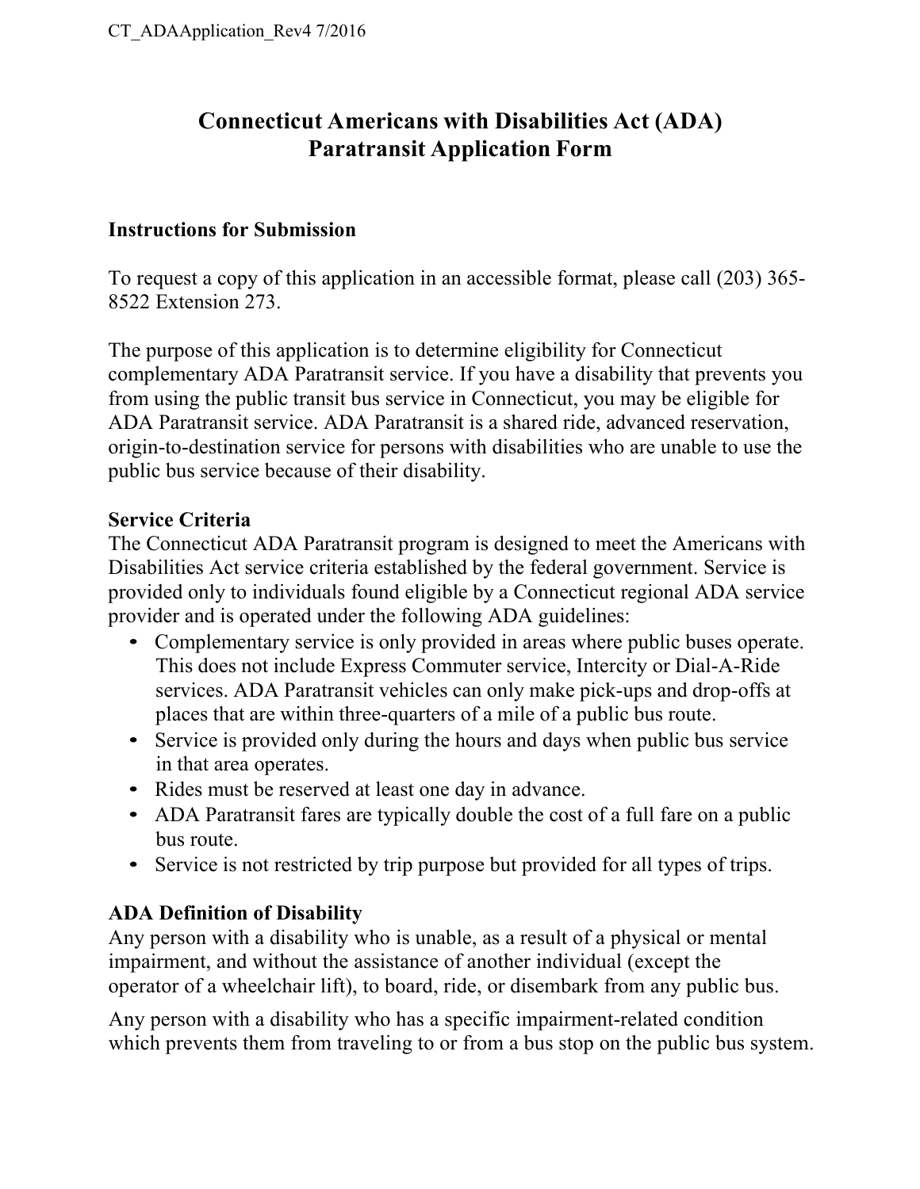# Connecticut Americans with Disabilities Act (ADA) Paratransit Application Form

### Instructions for Submission

To request a copy of this application in an accessible format, please call (203) 365-8522 Extension 273.

The purpose of this application is to determine eligibility for Connecticut complementary ADA Paratransit service. If you have a disability that prevents you from using the public transit bus service in Connecticut, you may be eligible for ADA Paratransit service. ADA Paratransit is a shared ride, advanced reservation, origin-to-destination service for persons with disabilities who are unable to use the public bus service because of their disability.

### Service Criteria

The Connecticut ADA Paratransit program is designed to meet the Americans with Disabilities Act service criteria established by the federal government. Service is provided only to individuals found eligible by a Connecticut regional ADA service provider and is operated under the following ADA guidelines:

- Complementary service is only provided in areas where public buses operate. This does not include Express Commuter service, Intercity or Dial-A-Ride services. ADA Paratransit vehicles can only make pick-ups and drop-offs at places that are within three-quarters of a mile of a public bus route.
- Service is provided only during the hours and days when public bus service in that area operates.
- Rides must be reserved at least one day in advance.
- ADA Paratransit fares are typically double the cost of a full fare on a public bus route.
- Service is not restricted by trip purpose but provided for all types of trips.

### ADA Definition of Disability

Any person with a disability who is unable, as a result of a physical or mental impairment, and without the assistance of another individual (except the operator of a wheelchair lift), to board, ride, or disembark from any public bus.

Any person with a disability who has a specific impairment-related condition which prevents them from traveling to or from a bus stop on the public bus system.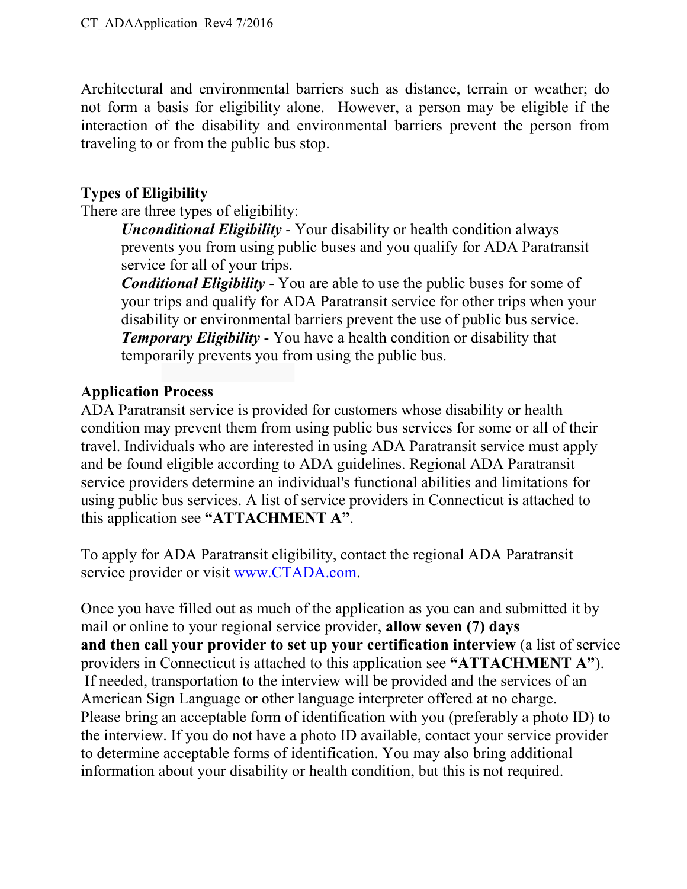Architectural and environmental barriers such as distance, terrain or weather; do not form a basis for eligibility alone. However, a person may be eligible if the interaction of the disability and environmental barriers prevent the person from traveling to or from the public bus stop.

**Types of Eligibility**

There are three types of eligibility:

***Unconditional Eligibility*** - Your disability or health condition always prevents you from using public buses and you qualify for ADA Paratransit service for all of your trips.

***Conditional Eligibility*** - You are able to use the public buses for some of your trips and qualify for ADA Paratransit service for other trips when your disability or environmental barriers prevent the use of public bus service.

***Temporary Eligibility*** - You have a health condition or disability that temporarily prevents you from using the public bus.

**Application Process**

ADA Paratransit service is provided for customers whose disability or health condition may prevent them from using public bus services for some or all of their travel. Individuals who are interested in using ADA Paratransit service must apply and be found eligible according to ADA guidelines. Regional ADA Paratransit service providers determine an individual's functional abilities and limitations for using public bus services. A list of service providers in Connecticut is attached to this application see **"ATTACHMENT A"**.

To apply for ADA Paratransit eligibility, contact the regional ADA Paratransit service provider or visit www.CTADA.com.

Once you have filled out as much of the application as you can and submitted it by mail or online to your regional service provider, **allow seven (7) days and then call your provider to set up your certification interview** (a list of service providers in Connecticut is attached to this application see **"ATTACHMENT A"**). If needed, transportation to the interview will be provided and the services of an American Sign Language or other language interpreter offered at no charge. Please bring an acceptable form of identification with you (preferably a photo ID) to the interview. If you do not have a photo ID available, contact your service provider to determine acceptable forms of identification. You may also bring additional information about your disability or health condition, but this is not required.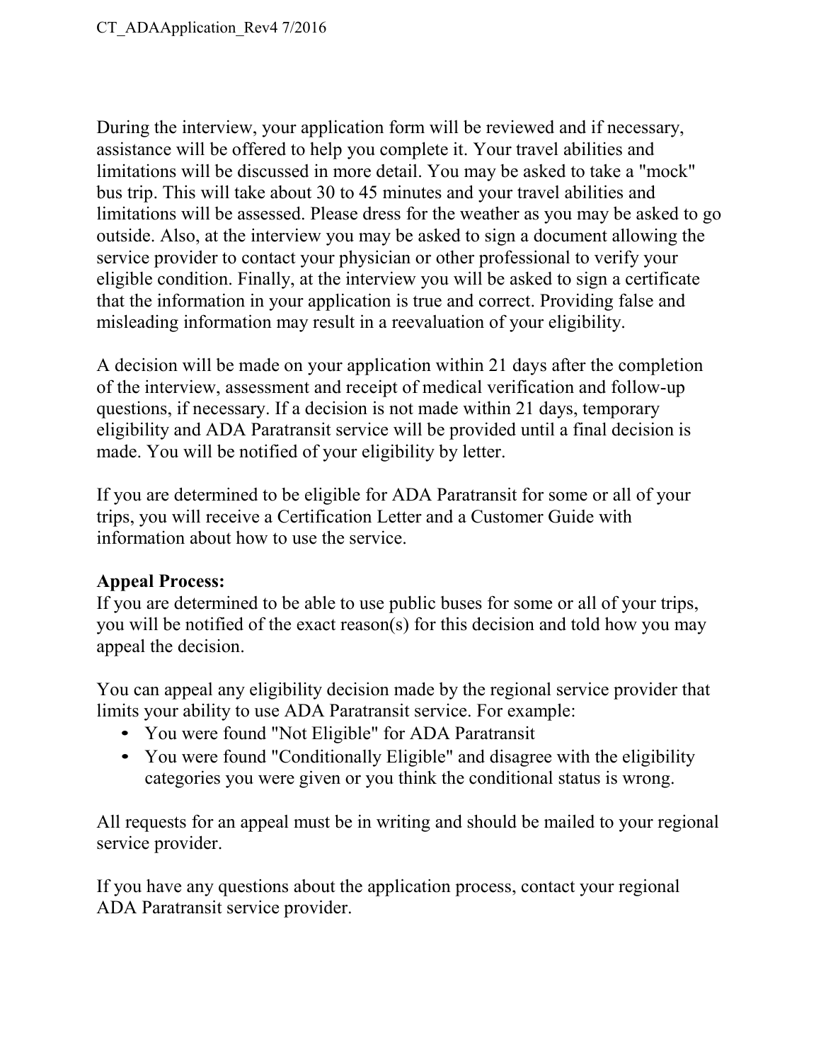During the interview, your application form will be reviewed and if necessary, assistance will be offered to help you complete it. Your travel abilities and limitations will be discussed in more detail. You may be asked to take a "mock" bus trip. This will take about 30 to 45 minutes and your travel abilities and limitations will be assessed. Please dress for the weather as you may be asked to go outside. Also, at the interview you may be asked to sign a document allowing the service provider to contact your physician or other professional to verify your eligible condition. Finally, at the interview you will be asked to sign a certificate that the information in your application is true and correct. Providing false and misleading information may result in a reevaluation of your eligibility.

A decision will be made on your application within 21 days after the completion of the interview, assessment and receipt of medical verification and follow-up questions, if necessary. If a decision is not made within 21 days, temporary eligibility and ADA Paratransit service will be provided until a final decision is made. You will be notified of your eligibility by letter.

If you are determined to be eligible for ADA Paratransit for some or all of your trips, you will receive a Certification Letter and a Customer Guide with information about how to use the service.

**Appeal Process:**

If you are determined to be able to use public buses for some or all of your trips, you will be notified of the exact reason(s) for this decision and told how you may appeal the decision.

You can appeal any eligibility decision made by the regional service provider that limits your ability to use ADA Paratransit service. For example:

- You were found "Not Eligible" for ADA Paratransit
- You were found "Conditionally Eligible" and disagree with the eligibility categories you were given or you think the conditional status is wrong.

All requests for an appeal must be in writing and should be mailed to your regional service provider.

If you have any questions about the application process, contact your regional ADA Paratransit service provider.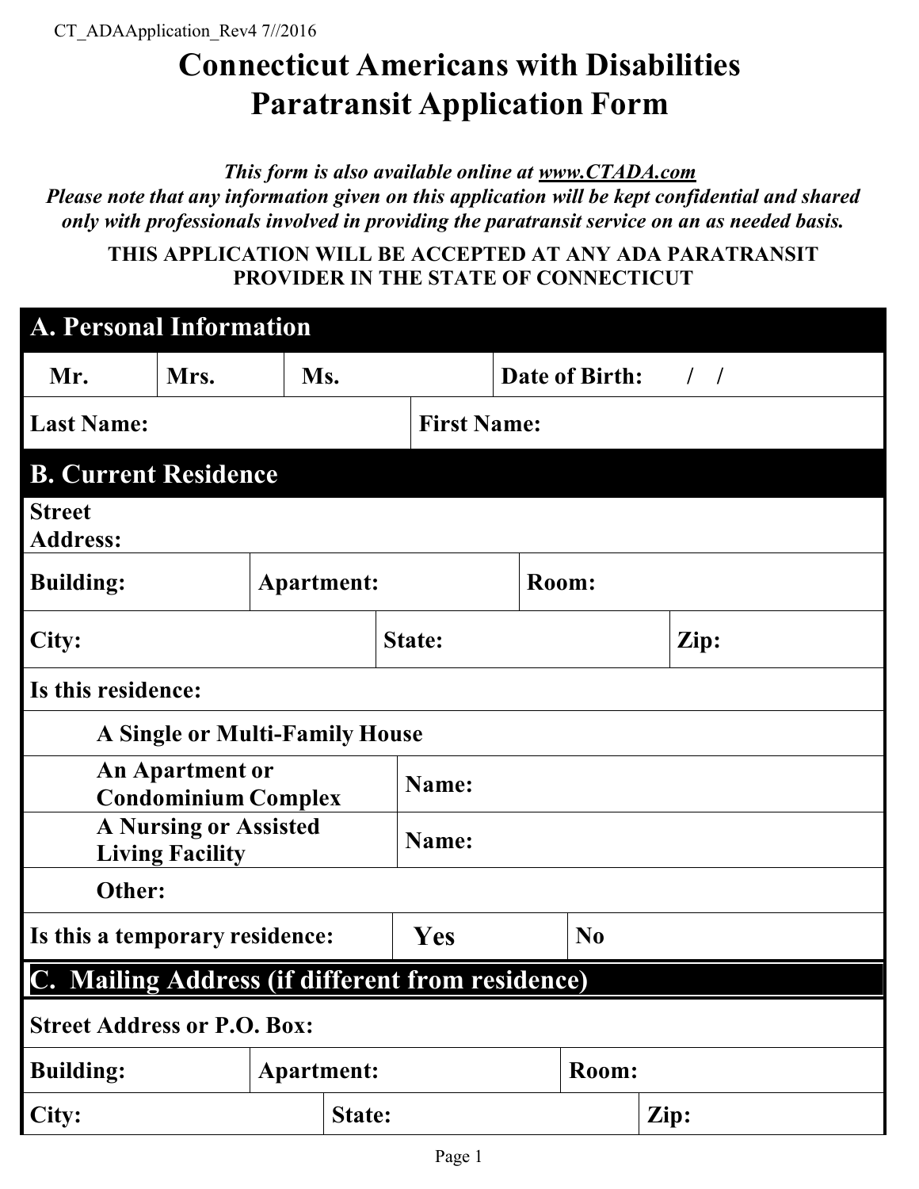CT_ADAApplication_Rev4 7//2016

# Connecticut Americans with Disabilities Paratransit Application Form

***This form is also available online at [www.CTADA.com](http://www.CTADA.com)***
***Please note that any information given on this application will be kept confidential and shared only with professionals involved in providing the paratransit service on an as needed basis.***

**THIS APPLICATION WILL BE ACCEPTED AT ANY ADA PARATRANSIT PROVIDER IN THE STATE OF CONNECTICUT**

## A. Personal Information

| Mr. | Mrs. | Ms. | Date of Birth: / / |
|---|---|---|---|
| **Last Name:** | | **First Name:** | |

## B. Current Residence

| | | | |
|---|---|---|---|
| **Street Address:** | | | |
| **Building:** | **Apartment:** | **Room:** | |
| **City:** | **State:** | **Zip:** | |
| **Is this residence:** | | | |
| A Single or Multi-Family House | | | |
| An Apartment or Condominium Complex | **Name:** | | |
| A Nursing or Assisted Living Facility | **Name:** | | |
| **Other:** | | | |
| **Is this a temporary residence:** | **Yes** | **No** | |

## C. Mailing Address (if different from residence)

| | | |
|---|---|---|
| **Street Address or P.O. Box:** | | |
| **Building:** | **Apartment:** | **Room:** |
| **City:** | **State:** | **Zip:** |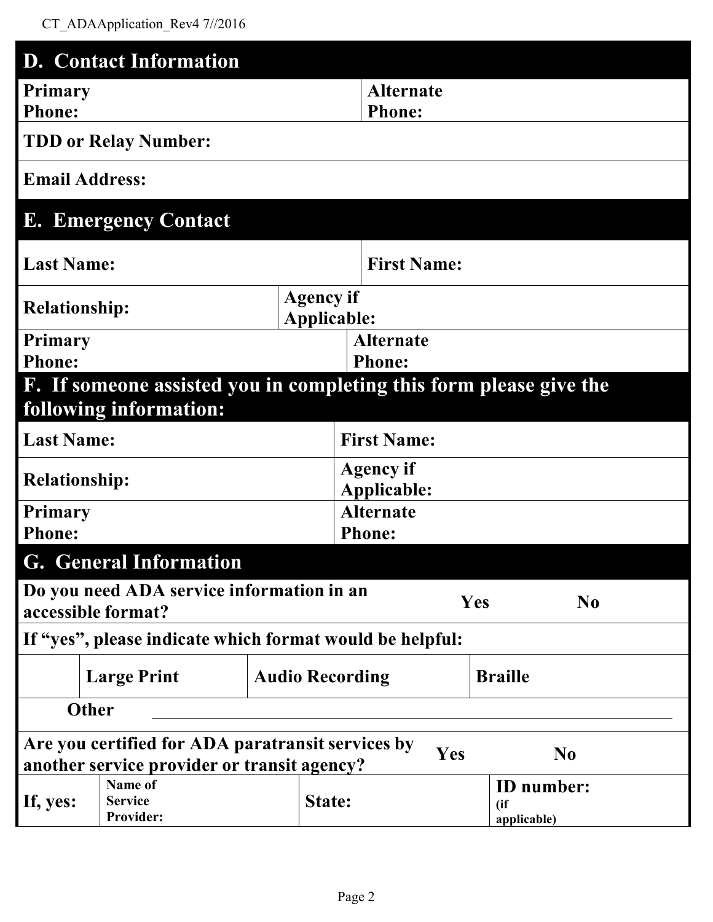## D. Contact Information

| Primary Phone: | Alternate Phone: |
|---|---|
| **TDD or Relay Number:** | |
| **Email Address:** | |

## E. Emergency Contact

| Last Name: | First Name: |
|---|---|
| **Relationship:** | **Agency if Applicable:** |
| **Primary Phone:** | **Alternate Phone:** |

## F. If someone assisted you in completing this form please give the following information:

| Last Name: | First Name: |
|---|---|
| **Relationship:** | **Agency if Applicable:** |
| **Primary Phone:** | **Alternate Phone:** |

## G. General Information

**Do you need ADA service information in an accessible format?** Yes No

**If "yes", please indicate which format would be helpful:**

| | Large Print | Audio Recording | Braille |
|---|---|---|---|

**Other** ______________________________________________

**Are you certified for ADA paratransit services by another service provider or transit agency?** Yes No

| If, yes: | Name of Service Provider: | State: | ID number: (if applicable) |
|---|---|---|---|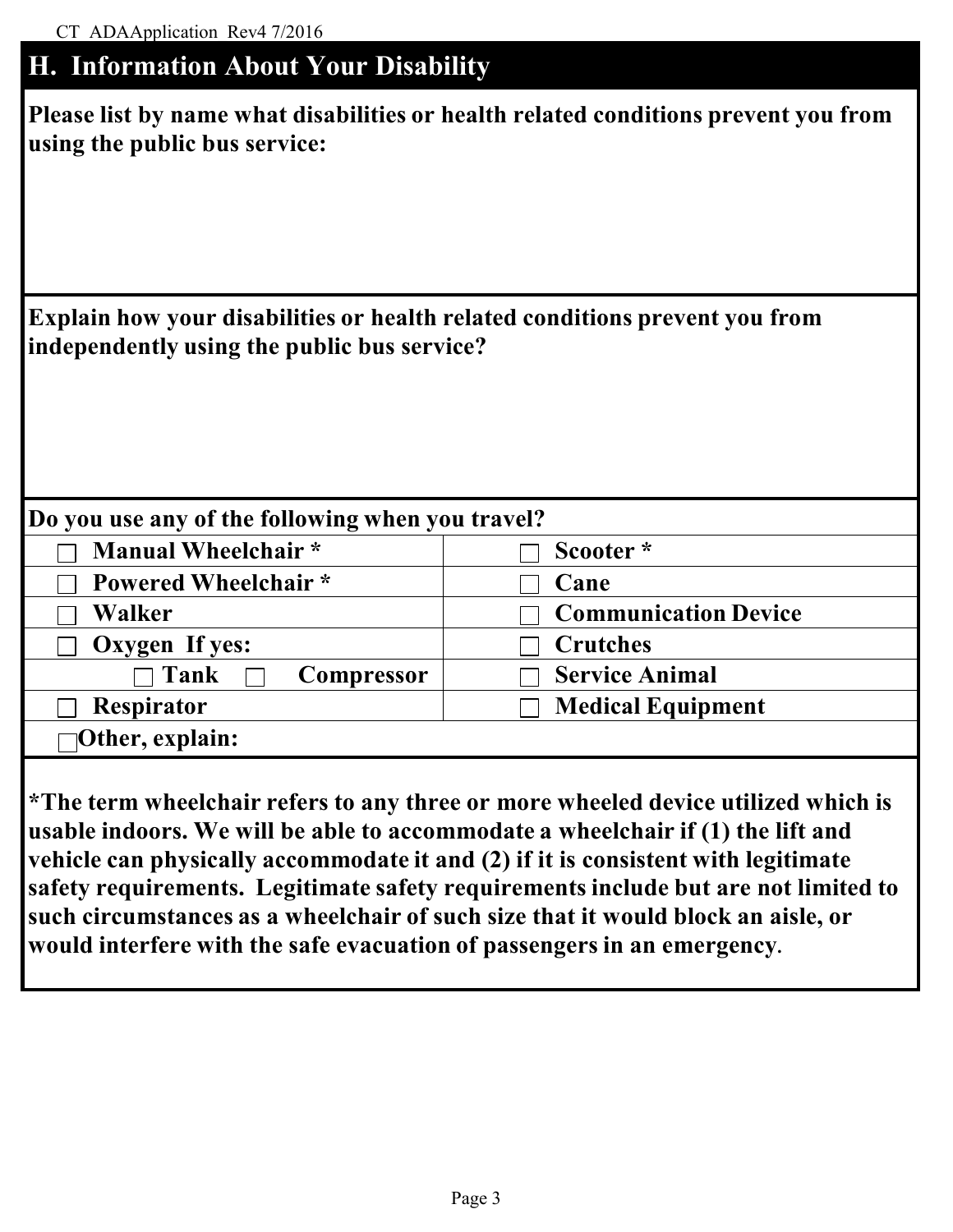## H. Information About Your Disability

**Please list by name what disabilities or health related conditions prevent you from using the public bus service:**

**Explain how your disabilities or health related conditions prevent you from independently using the public bus service?**

**Do you use any of the following when you travel?**

| | |
|---|---|
| ☐ **Manual Wheelchair *** | ☐ **Scooter *** |
| ☐ **Powered Wheelchair *** | ☐ **Cane** |
| ☐ **Walker** | ☐ **Communication Device** |
| ☐ **Oxygen If yes:** | ☐ **Crutches** |
| ☐ **Tank** ☐ **Compressor** | ☐ **Service Animal** |
| ☐ **Respirator** | ☐ **Medical Equipment** |
| ☐ **Other, explain:** | |

**\*The term wheelchair refers to any three or more wheeled device utilized which is usable indoors. We will be able to accommodate a wheelchair if (1) the lift and vehicle can physically accommodate it and (2) if it is consistent with legitimate safety requirements. Legitimate safety requirements include but are not limited to such circumstances as a wheelchair of such size that it would block an aisle, or would interfere with the safe evacuation of passengers in an emergency**.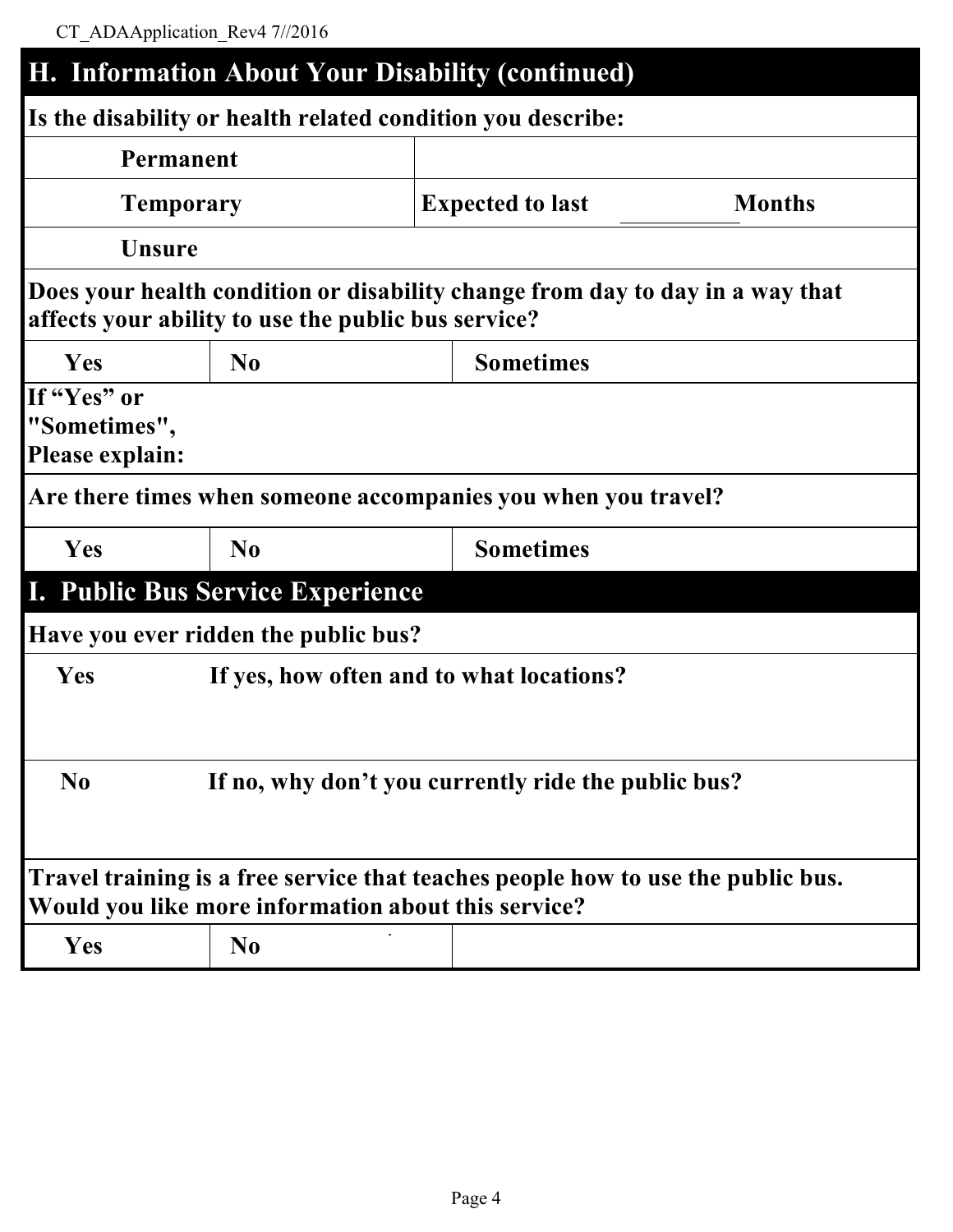## H. Information About Your Disability (continued)

**Is the disability or health related condition you describe:**

| | |
|---|---|
| **Permanent** | |
| **Temporary** | **Expected to last** ________ **Months** |
| **Unsure** | |

**Does your health condition or disability change from day to day in a way that affects your ability to use the public bus service?**

| | | |
|---|---|---|
| **Yes** | **No** | **Sometimes** |

**If "Yes" or "Sometimes", Please explain:**

**Are there times when someone accompanies you when you travel?**

| | | |
|---|---|---|
| **Yes** | **No** | **Sometimes** |

## I. Public Bus Service Experience

**Have you ever ridden the public bus?**

| | |
|---|---|
| **Yes** | **If yes, how often and to what locations?** |
| **No** | **If no, why don't you currently ride the public bus?** |

**Travel training is a free service that teaches people how to use the public bus. Would you like more information about this service?**

| | | |
|---|---|---|
| **Yes** | **No** | |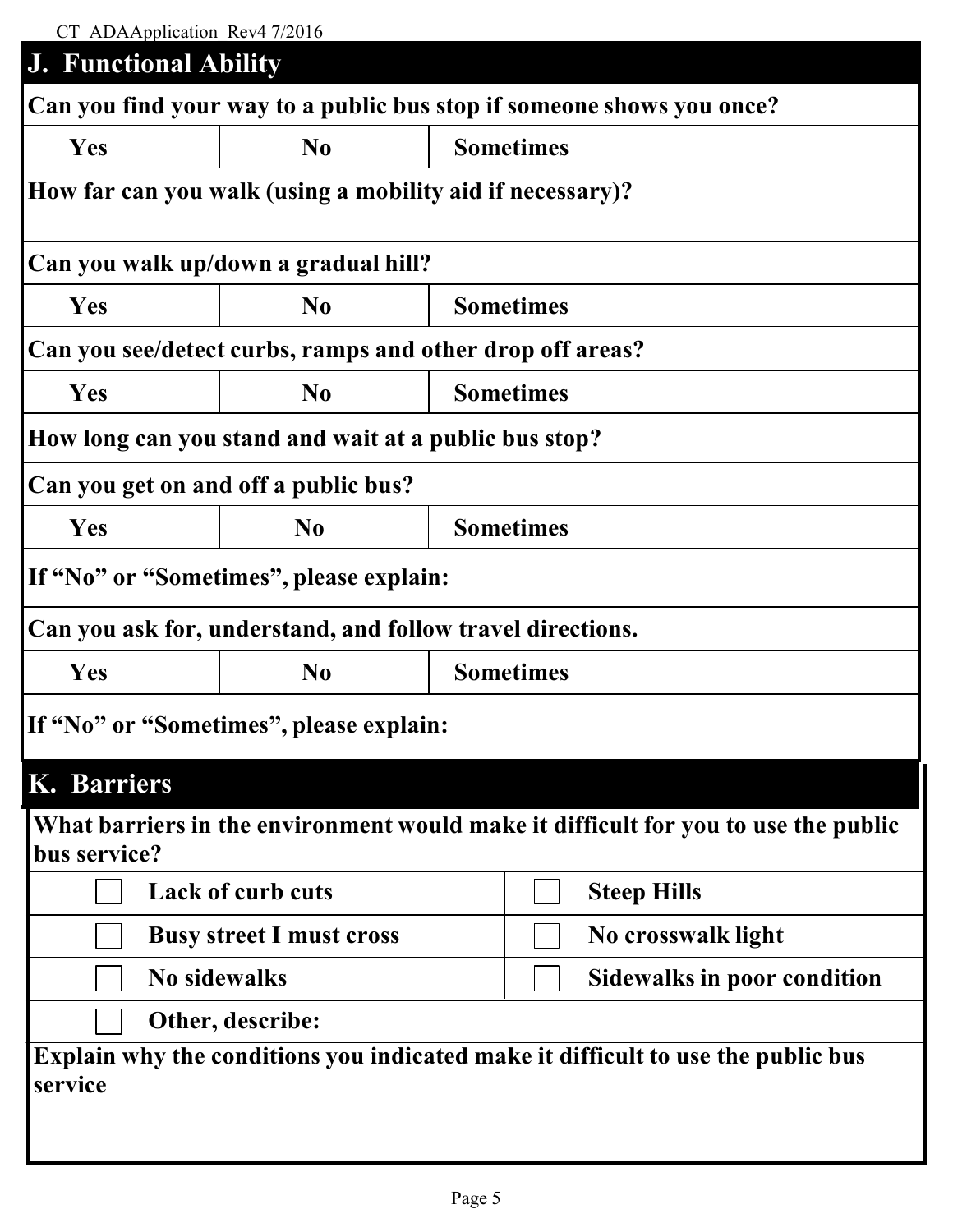## J. Functional Ability

**Can you find your way to a public bus stop if someone shows you once?**

| Yes | No | Sometimes |
|---|---|---|

**How far can you walk (using a mobility aid if necessary)?**

**Can you walk up/down a gradual hill?**

| Yes | No | Sometimes |
|---|---|---|

**Can you see/detect curbs, ramps and other drop off areas?**

| Yes | No | Sometimes |
|---|---|---|

**How long can you stand and wait at a public bus stop?**

**Can you get on and off a public bus?**

| Yes | No | Sometimes |
|---|---|---|

**If "No" or "Sometimes", please explain:**

**Can you ask for, understand, and follow travel directions.**

| Yes | No | Sometimes |
|---|---|---|

**If "No" or "Sometimes", please explain:**

## K. Barriers

**What barriers in the environment would make it difficult for you to use the public bus service?**

| | |
|---|---|
| ☐ Lack of curb cuts | ☐ Steep Hills |
| ☐ Busy street I must cross | ☐ No crosswalk light |
| ☐ No sidewalks | ☐ Sidewalks in poor condition |
| ☐ Other, describe: | |

**Explain why the conditions you indicated make it difficult to use the public bus service**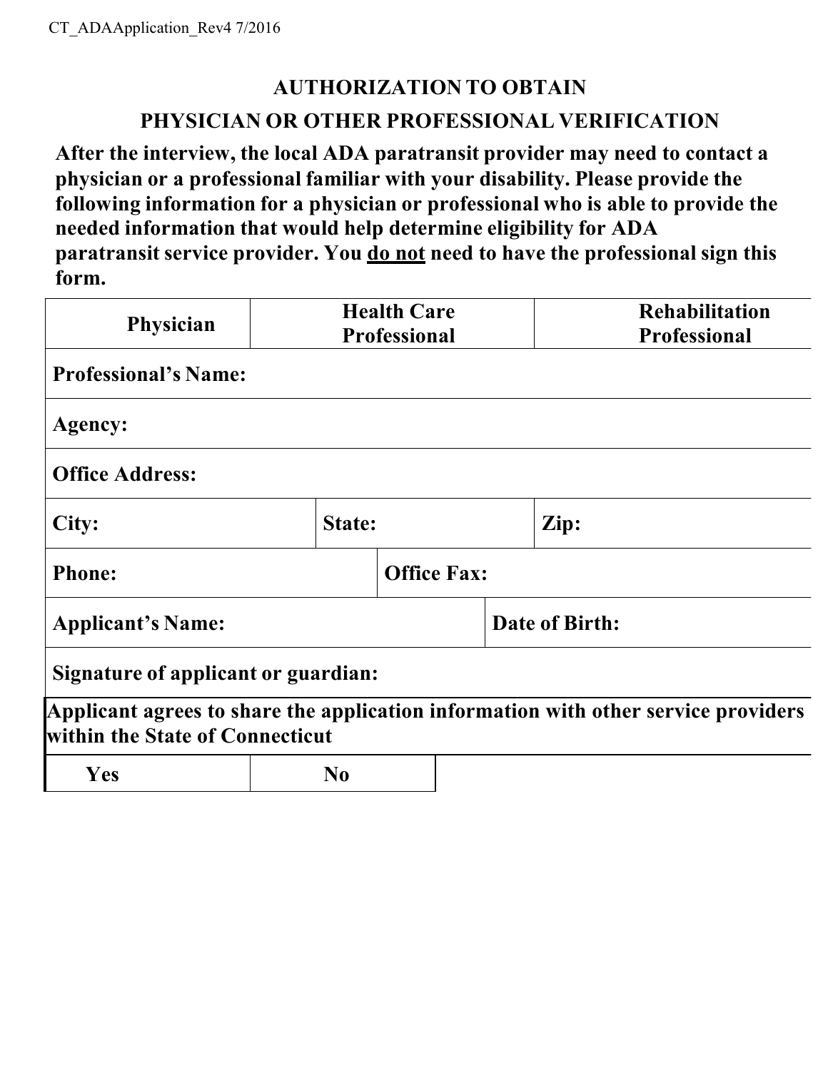## AUTHORIZATION TO OBTAIN

## PHYSICIAN OR OTHER PROFESSIONAL VERIFICATION

**After the interview, the local ADA paratransit provider may need to contact a physician or a professional familiar with your disability. Please provide the following information for a physician or professional who is able to provide the needed information that would help determine eligibility for ADA paratransit service provider. You <u>do not</u> need to have the professional sign this form.**

| Physician | Health Care Professional | Rehabilitation Professional |
|---|---|---|
| **Professional's Name:** | | |
| **Agency:** | | |
| **Office Address:** | | |
| **City:** | **State:** | **Zip:** |
| **Phone:** | **Office Fax:** | |
| **Applicant's Name:** | **Date of Birth:** | |
| **Signature of applicant or guardian:** | | |

**Applicant agrees to share the application information with other service providers within the State of Connecticut**

| Yes | No |
|---|---|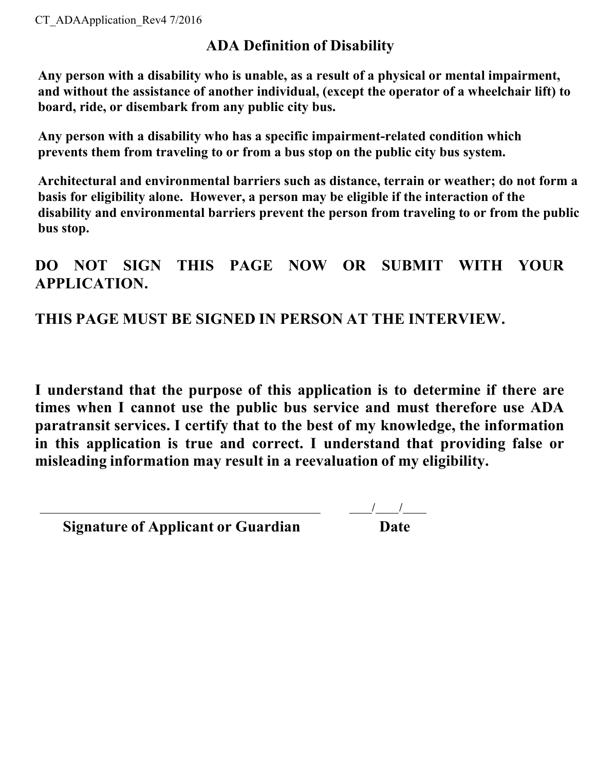## ADA Definition of Disability

**Any person with a disability who is unable, as a result of a physical or mental impairment, and without the assistance of another individual, (except the operator of a wheelchair lift) to board, ride, or disembark from any public city bus.**

**Any person with a disability who has a specific impairment-related condition which prevents them from traveling to or from a bus stop on the public city bus system.**

**Architectural and environmental barriers such as distance, terrain or weather; do not form a basis for eligibility alone. However, a person may be eligible if the interaction of the disability and environmental barriers prevent the person from traveling to or from the public bus stop.**

**DO NOT SIGN THIS PAGE NOW OR SUBMIT WITH YOUR APPLICATION.**

**THIS PAGE MUST BE SIGNED IN PERSON AT THE INTERVIEW.**

**I understand that the purpose of this application is to determine if there are times when I cannot use the public bus service and must therefore use ADA paratransit services. I certify that to the best of my knowledge, the information in this application is true and correct. I understand that providing false or misleading information may result in a reevaluation of my eligibility.**

_____________________________________________ ____/____/____

**Signature of Applicant or Guardian** **Date**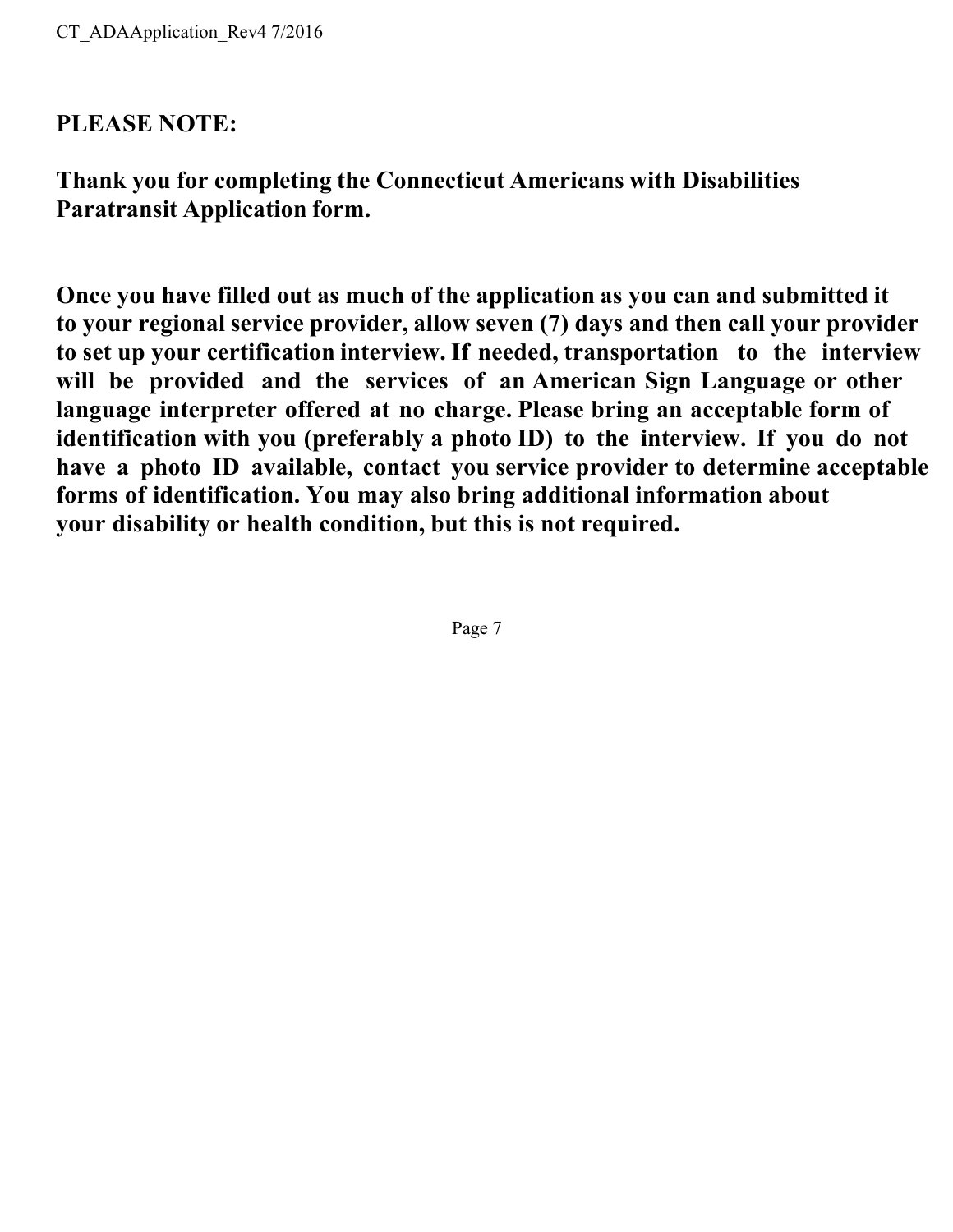**PLEASE NOTE:**

**Thank you for completing the Connecticut Americans with Disabilities Paratransit Application form.**

**Once you have filled out as much of the application as you can and submitted it to your regional service provider, allow seven (7) days and then call your provider to set up your certification interview. If needed, transportation to the interview will be provided and the services of an American Sign Language or other language interpreter offered at no charge. Please bring an acceptable form of identification with you (preferably a photo ID) to the interview. If you do not have a photo ID available, contact you service provider to determine acceptable forms of identification. You may also bring additional information about your disability or health condition, but this is not required.**